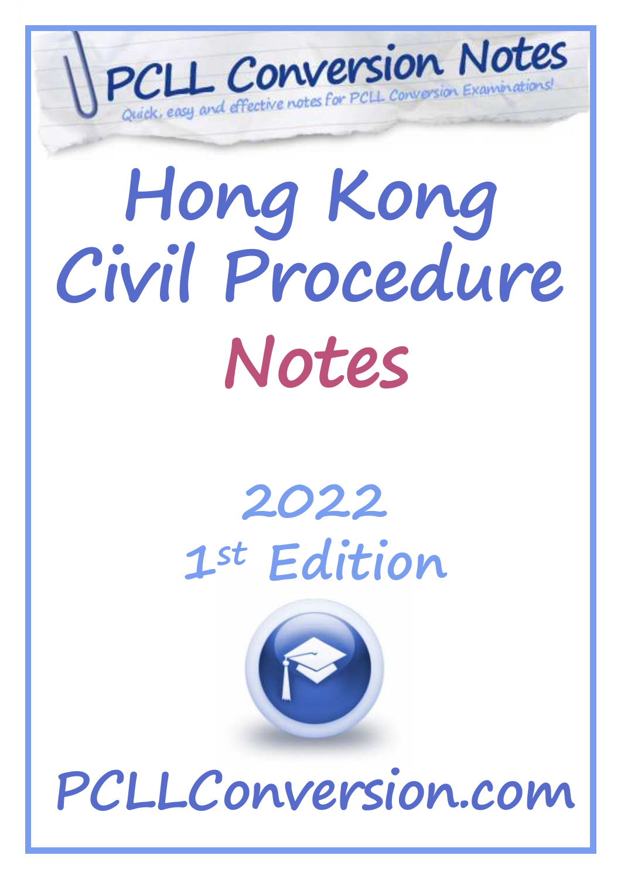PCLL Conversion Notes

Quick, easy and effective notes for PCLL Conversion Examinations!

# Hong Kong Civil Procedure Notes

## 2022
## 1st Edition

PCLLConversion.com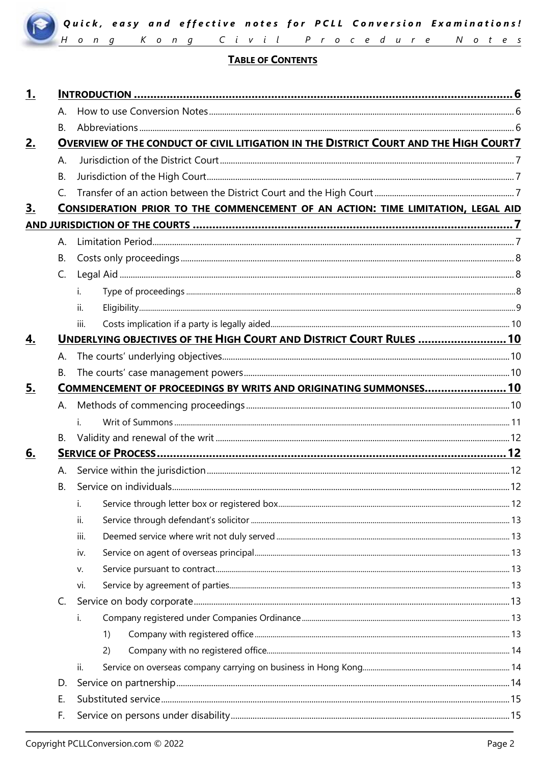# TABLE OF CONTENTS

**1. INTRODUCTION** ........ 6

- A. How to use Conversion Notes ........ 6
- B. Abbreviations ........ 6

**2. OVERVIEW OF THE CONDUCT OF CIVIL LITIGATION IN THE DISTRICT COURT AND THE HIGH COURT** ........ 7

- A. Jurisdiction of the District Court ........ 7
- B. Jurisdiction of the High Court ........ 7
- C. Transfer of an action between the District Court and the High Court ........ 7

**3. CONSIDERATION PRIOR TO THE COMMENCEMENT OF AN ACTION: TIME LIMITATION, LEGAL AID AND JURISDICTION OF THE COURTS** ........ 7

- A. Limitation Period ........ 7
- B. Costs only proceedings ........ 8
- C. Legal Aid ........ 8
  - i. Type of proceedings ........ 8
  - ii. Eligibility ........ 9
  - iii. Costs implication if a party is legally aided ........ 10

**4. UNDERLYING OBJECTIVES OF THE HIGH COURT AND DISTRICT COURT RULES** ........ 10

- A. The courts' underlying objectives ........ 10
- B. The courts' case management powers ........ 10

**5. COMMENCEMENT OF PROCEEDINGS BY WRITS AND ORIGINATING SUMMONSES** ........ 10

- A. Methods of commencing proceedings ........ 10
  - i. Writ of Summons ........ 11
- B. Validity and renewal of the writ ........ 12

**6. SERVICE OF PROCESS** ........ 12

- A. Service within the jurisdiction ........ 12
- B. Service on individuals ........ 12
  - i. Service through letter box or registered box ........ 12
  - ii. Service through defendant's solicitor ........ 13
  - iii. Deemed service where writ not duly served ........ 13
  - iv. Service on agent of overseas principal ........ 13
  - v. Service pursuant to contract ........ 13
  - vi. Service by agreement of parties ........ 13
- C. Service on body corporate ........ 13
  - i. Company registered under Companies Ordinance ........ 13
    - 1) Company with registered office ........ 13
    - 2) Company with no registered office ........ 14
  - ii. Service on overseas company carrying on business in Hong Kong ........ 14
- D. Service on partnership ........ 14
- E. Substituted service ........ 15
- F. Service on persons under disability ........ 15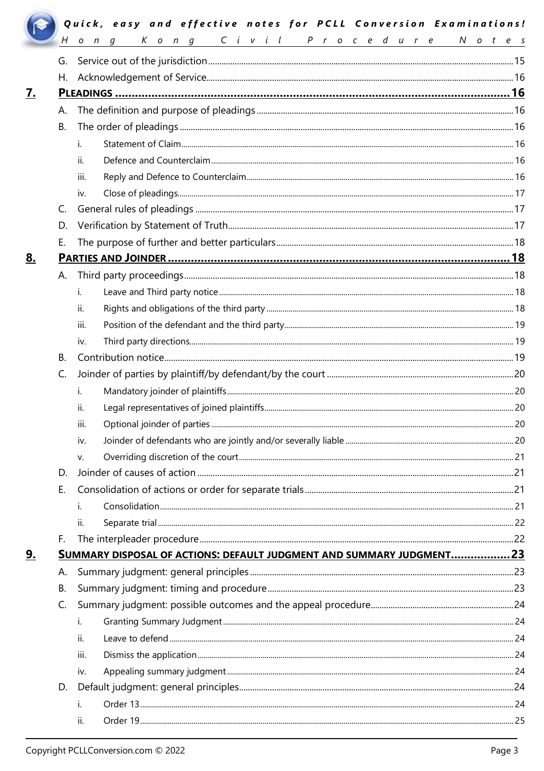G. Service out of the jurisdiction ........ 15

H. Acknowledgement of Service ........ 16

**7. PLEADINGS ........ 16**

A. The definition and purpose of pleadings ........ 16

B. The order of pleadings ........ 16

i. Statement of Claim ........ 16

ii. Defence and Counterclaim ........ 16

iii. Reply and Defence to Counterclaim ........ 16

iv. Close of pleadings ........ 17

C. General rules of pleadings ........ 17

D. Verification by Statement of Truth ........ 17

E. The purpose of further and better particulars ........ 18

**8. PARTIES AND JOINDER ........ 18**

A. Third party proceedings ........ 18

i. Leave and Third party notice ........ 18

ii. Rights and obligations of the third party ........ 18

iii. Position of the defendant and the third party ........ 19

iv. Third party directions ........ 19

B. Contribution notice ........ 19

C. Joinder of parties by plaintiff/by defendant/by the court ........ 20

i. Mandatory joinder of plaintiffs ........ 20

ii. Legal representatives of joined plaintiffs ........ 20

iii. Optional joinder of parties ........ 20

iv. Joinder of defendants who are jointly and/or severally liable ........ 20

v. Overriding discretion of the court ........ 21

D. Joinder of causes of action ........ 21

E. Consolidation of actions or order for separate trials ........ 21

i. Consolidation ........ 21

ii. Separate trial ........ 22

F. The interpleader procedure ........ 22

**9. SUMMARY DISPOSAL OF ACTIONS: DEFAULT JUDGMENT AND SUMMARY JUDGMENT ........ 23**

A. Summary judgment: general principles ........ 23

B. Summary judgment: timing and procedure ........ 23

C. Summary judgment: possible outcomes and the appeal procedure ........ 24

i. Granting Summary Judgment ........ 24

ii. Leave to defend ........ 24

iii. Dismiss the application ........ 24

iv. Appealing summary judgment ........ 24

D. Default judgment: general principles ........ 24

i. Order 13 ........ 24

ii. Order 19 ........ 25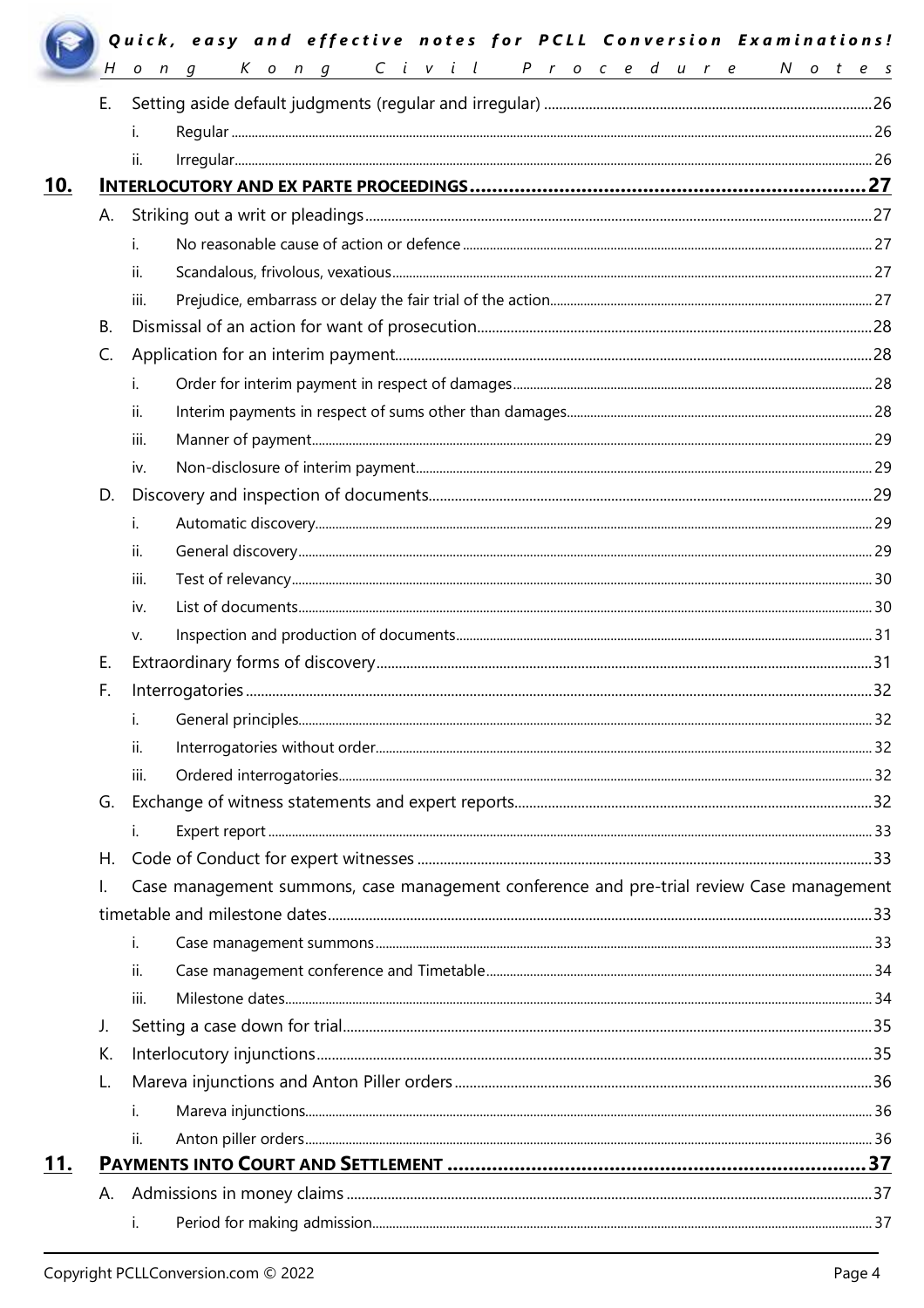- E. Setting aside default judgments (regular and irregular) ... 26
  - i. Regular ... 26
  - ii. Irregular ... 26

**10. INTERLOCUTORY AND EX PARTE PROCEEDINGS ... 27**

- A. Striking out a writ or pleadings ... 27
  - i. No reasonable cause of action or defence ... 27
  - ii. Scandalous, frivolous, vexatious ... 27
  - iii. Prejudice, embarrass or delay the fair trial of the action ... 27
- B. Dismissal of an action for want of prosecution ... 28
- C. Application for an interim payment ... 28
  - i. Order for interim payment in respect of damages ... 28
  - ii. Interim payments in respect of sums other than damages ... 28
  - iii. Manner of payment ... 29
  - iv. Non-disclosure of interim payment ... 29
- D. Discovery and inspection of documents ... 29
  - i. Automatic discovery ... 29
  - ii. General discovery ... 29
  - iii. Test of relevancy ... 30
  - iv. List of documents ... 30
  - v. Inspection and production of documents ... 31
- E. Extraordinary forms of discovery ... 31
- F. Interrogatories ... 32
  - i. General principles ... 32
  - ii. Interrogatories without order ... 32
  - iii. Ordered interrogatories ... 32
- G. Exchange of witness statements and expert reports ... 32
  - i. Expert report ... 33
- H. Code of Conduct for expert witnesses ... 33
- I. Case management summons, case management conference and pre-trial review Case management timetable and milestone dates ... 33
  - i. Case management summons ... 33
  - ii. Case management conference and Timetable ... 34
  - iii. Milestone dates ... 34
- J. Setting a case down for trial ... 35
- K. Interlocutory injunctions ... 35
- L. Mareva injunctions and Anton Piller orders ... 36
  - i. Mareva injunctions ... 36
  - ii. Anton piller orders ... 36

**11. PAYMENTS INTO COURT AND SETTLEMENT ... 37**

- A. Admissions in money claims ... 37
  - i. Period for making admission ... 37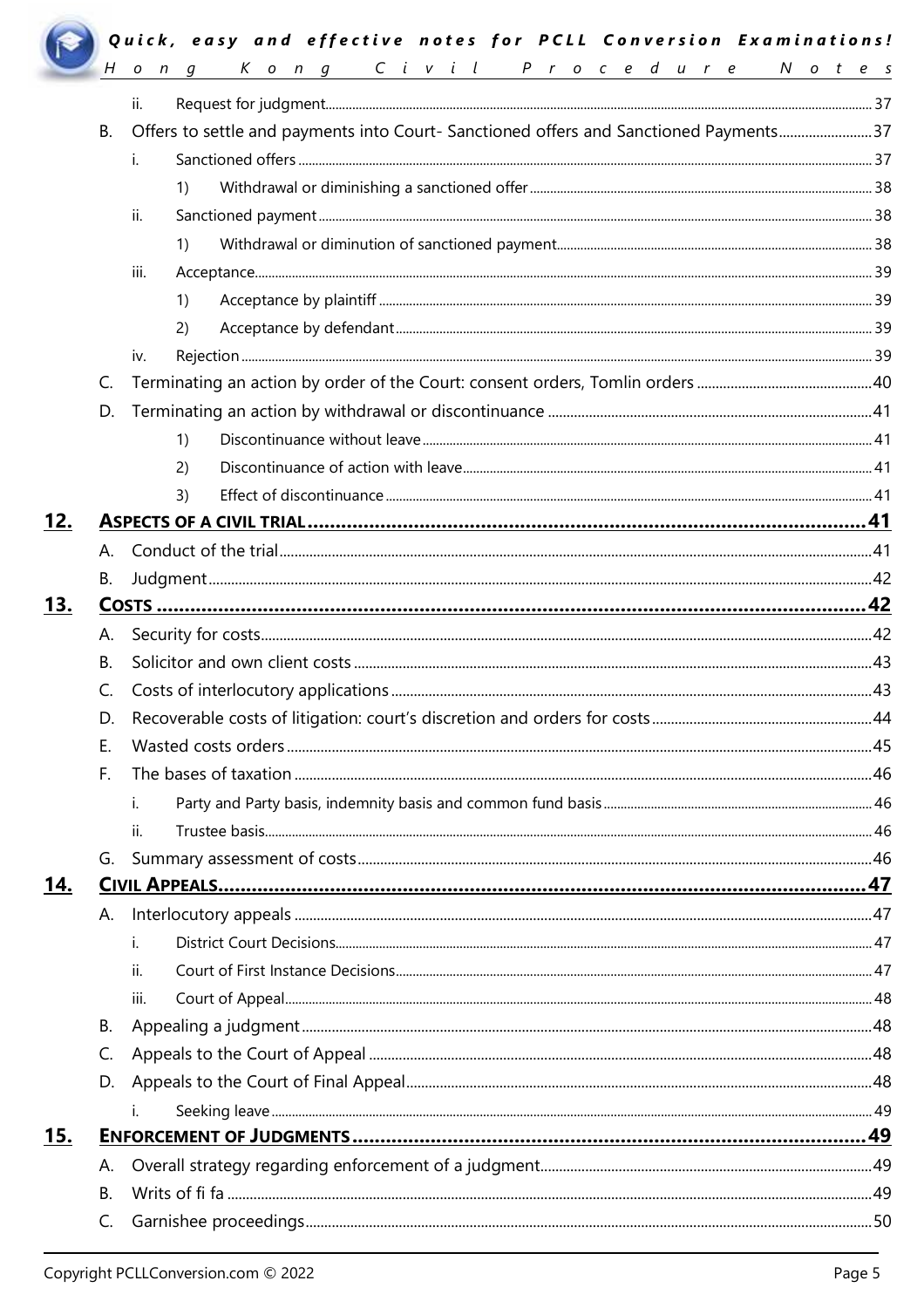- ii. Request for judgment ..... 37
- B. Offers to settle and payments into Court- Sanctioned offers and Sanctioned Payments ..... 37
  - i. Sanctioned offers ..... 37
    - 1) Withdrawal or diminishing a sanctioned offer ..... 38
  - ii. Sanctioned payment ..... 38
    - 1) Withdrawal or diminution of sanctioned payment ..... 38
  - iii. Acceptance ..... 39
    - 1) Acceptance by plaintiff ..... 39
    - 2) Acceptance by defendant ..... 39
  - iv. Rejection ..... 39
- C. Terminating an action by order of the Court: consent orders, Tomlin orders ..... 40
- D. Terminating an action by withdrawal or discontinuance ..... 41
    - 1) Discontinuance without leave ..... 41
    - 2) Discontinuance of action with leave ..... 41
    - 3) Effect of discontinuance ..... 41

**12. ASPECTS OF A CIVIL TRIAL ..... 41**

- A. Conduct of the trial ..... 41
- B. Judgment ..... 42

**13. COSTS ..... 42**

- A. Security for costs ..... 42
- B. Solicitor and own client costs ..... 43
- C. Costs of interlocutory applications ..... 43
- D. Recoverable costs of litigation: court's discretion and orders for costs ..... 44
- E. Wasted costs orders ..... 45
- F. The bases of taxation ..... 46
  - i. Party and Party basis, indemnity basis and common fund basis ..... 46
  - ii. Trustee basis ..... 46
- G. Summary assessment of costs ..... 46

**14. CIVIL APPEALS ..... 47**

- A. Interlocutory appeals ..... 47
  - i. District Court Decisions ..... 47
  - ii. Court of First Instance Decisions ..... 47
  - iii. Court of Appeal ..... 48
- B. Appealing a judgment ..... 48
- C. Appeals to the Court of Appeal ..... 48
- D. Appeals to the Court of Final Appeal ..... 48
  - i. Seeking leave ..... 49

**15. ENFORCEMENT OF JUDGMENTS ..... 49**

- A. Overall strategy regarding enforcement of a judgment ..... 49
- B. Writs of fi fa ..... 49
- C. Garnishee proceedings ..... 50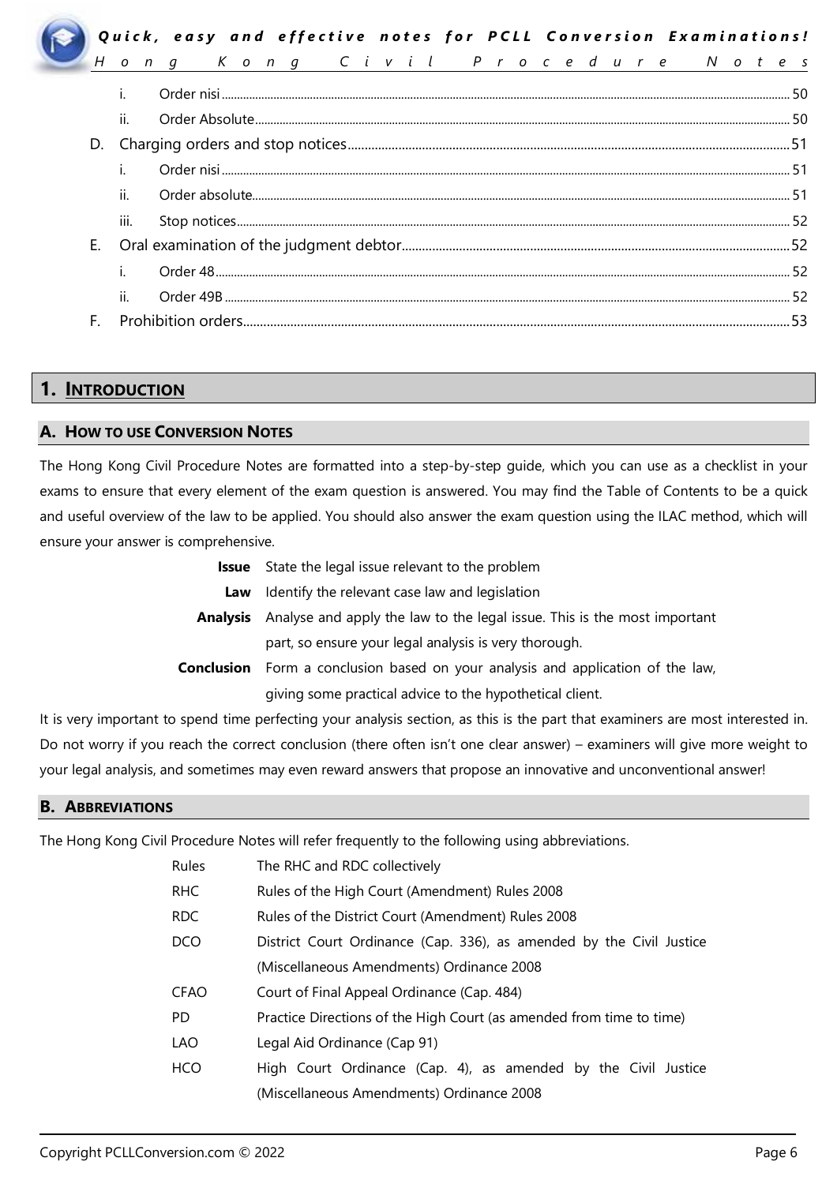i. Order nisi ..... 50

ii. Order Absolute ..... 50

D. Charging orders and stop notices ..... 51

i. Order nisi ..... 51

ii. Order absolute ..... 51

iii. Stop notices ..... 52

E. Oral examination of the judgment debtor ..... 52

i. Order 48 ..... 52

ii. Order 49B ..... 52

F. Prohibition orders ..... 53

# 1. INTRODUCTION

## A. HOW TO USE CONVERSION NOTES

The Hong Kong Civil Procedure Notes are formatted into a step-by-step guide, which you can use as a checklist in your exams to ensure that every element of the exam question is answered. You may find the Table of Contents to be a quick and useful overview of the law to be applied. You should also answer the exam question using the ILAC method, which will ensure your answer is comprehensive.

**Issue** State the legal issue relevant to the problem

**Law** Identify the relevant case law and legislation

**Analysis** Analyse and apply the law to the legal issue. This is the most important part, so ensure your legal analysis is very thorough.

**Conclusion** Form a conclusion based on your analysis and application of the law, giving some practical advice to the hypothetical client.

It is very important to spend time perfecting your analysis section, as this is the part that examiners are most interested in. Do not worry if you reach the correct conclusion (there often isn't one clear answer) – examiners will give more weight to your legal analysis, and sometimes may even reward answers that propose an innovative and unconventional answer!

## B. ABBREVIATIONS

The Hong Kong Civil Procedure Notes will refer frequently to the following using abbreviations.

| | |
|---|---|
| Rules | The RHC and RDC collectively |
| RHC | Rules of the High Court (Amendment) Rules 2008 |
| RDC | Rules of the District Court (Amendment) Rules 2008 |
| DCO | District Court Ordinance (Cap. 336), as amended by the Civil Justice (Miscellaneous Amendments) Ordinance 2008 |
| CFAO | Court of Final Appeal Ordinance (Cap. 484) |
| PD | Practice Directions of the High Court (as amended from time to time) |
| LAO | Legal Aid Ordinance (Cap 91) |
| HCO | High Court Ordinance (Cap. 4), as amended by the Civil Justice (Miscellaneous Amendments) Ordinance 2008 |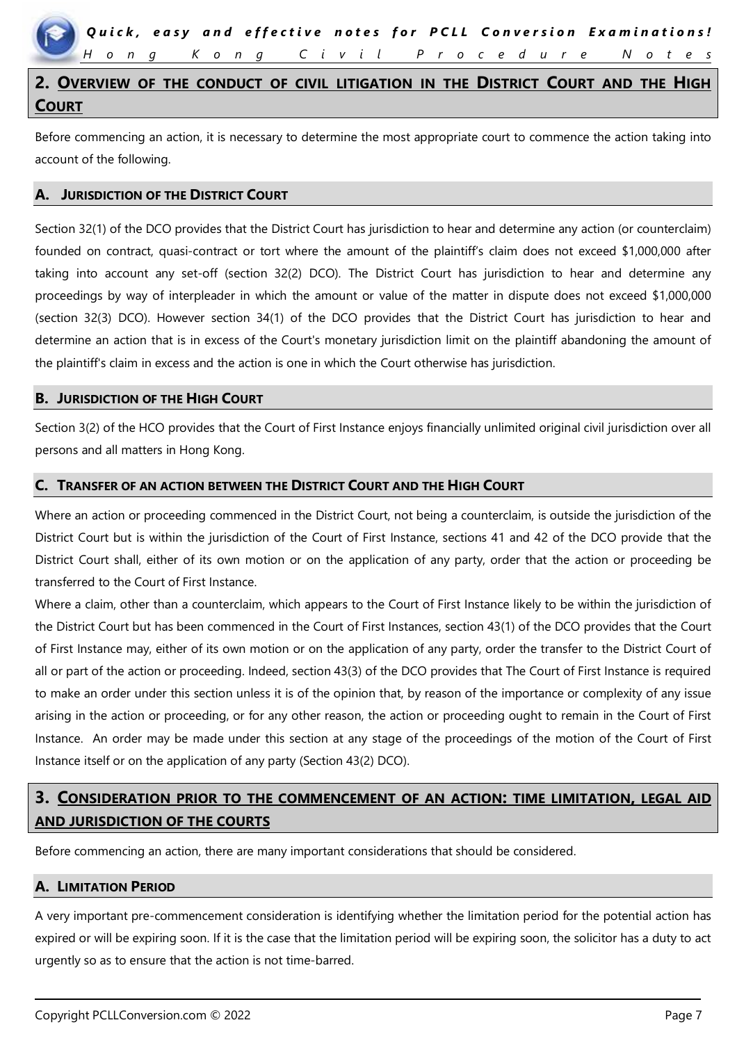## 2. Overview of the conduct of civil litigation in the District Court and the High Court

Before commencing an action, it is necessary to determine the most appropriate court to commence the action taking into account of the following.

### A. Jurisdiction of the District Court

Section 32(1) of the DCO provides that the District Court has jurisdiction to hear and determine any action (or counterclaim) founded on contract, quasi-contract or tort where the amount of the plaintiff's claim does not exceed $1,000,000 after taking into account any set-off (section 32(2) DCO). The District Court has jurisdiction to hear and determine any proceedings by way of interpleader in which the amount or value of the matter in dispute does not exceed $1,000,000 (section 32(3) DCO). However section 34(1) of the DCO provides that the District Court has jurisdiction to hear and determine an action that is in excess of the Court's monetary jurisdiction limit on the plaintiff abandoning the amount of the plaintiff's claim in excess and the action is one in which the Court otherwise has jurisdiction.

### B. Jurisdiction of the High Court

Section 3(2) of the HCO provides that the Court of First Instance enjoys financially unlimited original civil jurisdiction over all persons and all matters in Hong Kong.

### C. Transfer of an action between the District Court and the High Court

Where an action or proceeding commenced in the District Court, not being a counterclaim, is outside the jurisdiction of the District Court but is within the jurisdiction of the Court of First Instance, sections 41 and 42 of the DCO provide that the District Court shall, either of its own motion or on the application of any party, order that the action or proceeding be transferred to the Court of First Instance.

Where a claim, other than a counterclaim, which appears to the Court of First Instance likely to be within the jurisdiction of the District Court but has been commenced in the Court of First Instances, section 43(1) of the DCO provides that the Court of First Instance may, either of its own motion or on the application of any party, order the transfer to the District Court of all or part of the action or proceeding. Indeed, section 43(3) of the DCO provides that The Court of First Instance is required to make an order under this section unless it is of the opinion that, by reason of the importance or complexity of any issue arising in the action or proceeding, or for any other reason, the action or proceeding ought to remain in the Court of First Instance. An order may be made under this section at any stage of the proceedings of the motion of the Court of First Instance itself or on the application of any party (Section 43(2) DCO).

## 3. Consideration prior to the commencement of an action: time limitation, legal aid and jurisdiction of the courts

Before commencing an action, there are many important considerations that should be considered.

### A. Limitation Period

A very important pre-commencement consideration is identifying whether the limitation period for the potential action has expired or will be expiring soon. If it is the case that the limitation period will be expiring soon, the solicitor has a duty to act urgently so as to ensure that the action is not time-barred.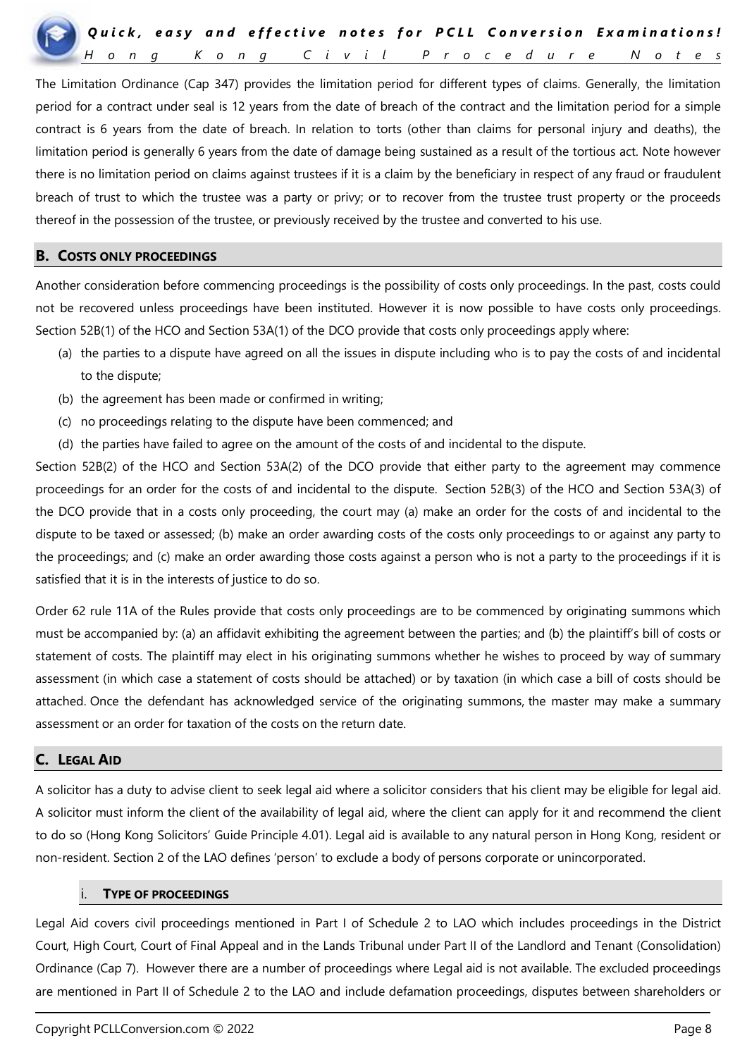The Limitation Ordinance (Cap 347) provides the limitation period for different types of claims. Generally, the limitation period for a contract under seal is 12 years from the date of breach of the contract and the limitation period for a simple contract is 6 years from the date of breach. In relation to torts (other than claims for personal injury and deaths), the limitation period is generally 6 years from the date of damage being sustained as a result of the tortious act. Note however there is no limitation period on claims against trustees if it is a claim by the beneficiary in respect of any fraud or fraudulent breach of trust to which the trustee was a party or privy; or to recover from the trustee trust property or the proceeds thereof in the possession of the trustee, or previously received by the trustee and converted to his use.

## B. COSTS ONLY PROCEEDINGS

Another consideration before commencing proceedings is the possibility of costs only proceedings. In the past, costs could not be recovered unless proceedings have been instituted. However it is now possible to have costs only proceedings. Section 52B(1) of the HCO and Section 53A(1) of the DCO provide that costs only proceedings apply where:

(a) the parties to a dispute have agreed on all the issues in dispute including who is to pay the costs of and incidental to the dispute;
(b) the agreement has been made or confirmed in writing;
(c) no proceedings relating to the dispute have been commenced; and
(d) the parties have failed to agree on the amount of the costs of and incidental to the dispute.

Section 52B(2) of the HCO and Section 53A(2) of the DCO provide that either party to the agreement may commence proceedings for an order for the costs of and incidental to the dispute. Section 52B(3) of the HCO and Section 53A(3) of the DCO provide that in a costs only proceeding, the court may (a) make an order for the costs of and incidental to the dispute to be taxed or assessed; (b) make an order awarding costs of the costs only proceedings to or against any party to the proceedings; and (c) make an order awarding those costs against a person who is not a party to the proceedings if it is satisfied that it is in the interests of justice to do so.

Order 62 rule 11A of the Rules provide that costs only proceedings are to be commenced by originating summons which must be accompanied by: (a) an affidavit exhibiting the agreement between the parties; and (b) the plaintiff's bill of costs or statement of costs. The plaintiff may elect in his originating summons whether he wishes to proceed by way of summary assessment (in which case a statement of costs should be attached) or by taxation (in which case a bill of costs should be attached. Once the defendant has acknowledged service of the originating summons, the master may make a summary assessment or an order for taxation of the costs on the return date.

## C. LEGAL AID

A solicitor has a duty to advise client to seek legal aid where a solicitor considers that his client may be eligible for legal aid. A solicitor must inform the client of the availability of legal aid, where the client can apply for it and recommend the client to do so (Hong Kong Solicitors' Guide Principle 4.01). Legal aid is available to any natural person in Hong Kong, resident or non-resident. Section 2 of the LAO defines 'person' to exclude a body of persons corporate or unincorporated.

### i. TYPE OF PROCEEDINGS

Legal Aid covers civil proceedings mentioned in Part I of Schedule 2 to LAO which includes proceedings in the District Court, High Court, Court of Final Appeal and in the Lands Tribunal under Part II of the Landlord and Tenant (Consolidation) Ordinance (Cap 7). However there are a number of proceedings where Legal aid is not available. The excluded proceedings are mentioned in Part II of Schedule 2 to the LAO and include defamation proceedings, disputes between shareholders or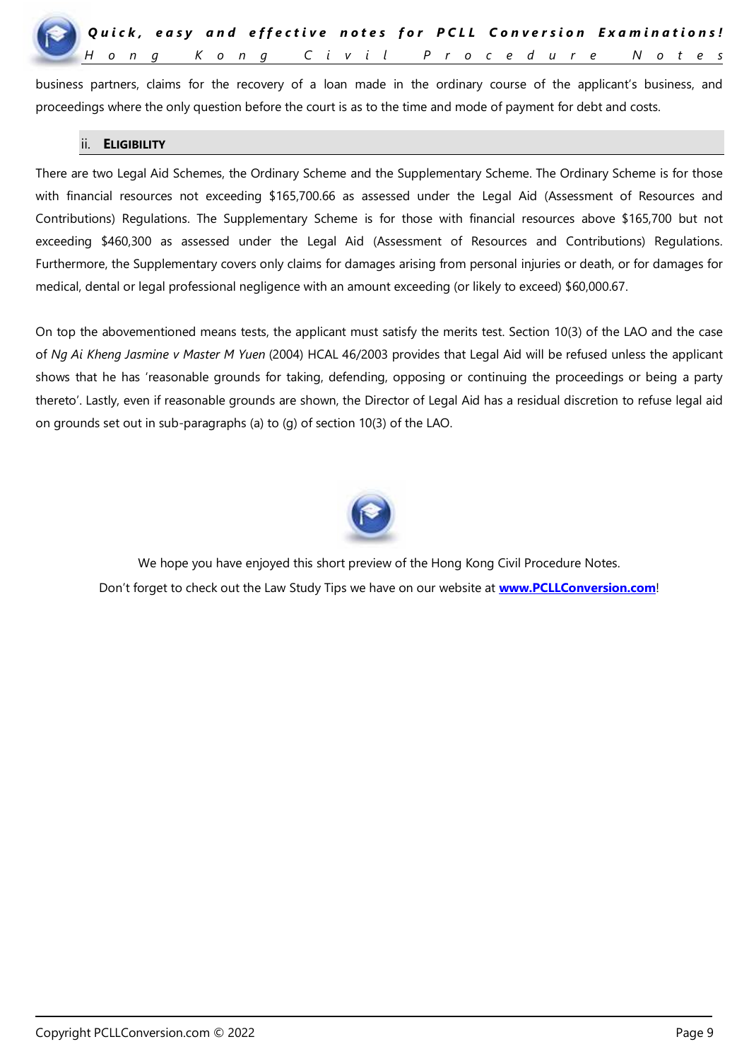business partners, claims for the recovery of a loan made in the ordinary course of the applicant's business, and proceedings where the only question before the court is as to the time and mode of payment for debt and costs.

### ii. ELIGIBILITY

There are two Legal Aid Schemes, the Ordinary Scheme and the Supplementary Scheme. The Ordinary Scheme is for those with financial resources not exceeding $165,700.66 as assessed under the Legal Aid (Assessment of Resources and Contributions) Regulations. The Supplementary Scheme is for those with financial resources above $165,700 but not exceeding $460,300 as assessed under the Legal Aid (Assessment of Resources and Contributions) Regulations. Furthermore, the Supplementary covers only claims for damages arising from personal injuries or death, or for damages for medical, dental or legal professional negligence with an amount exceeding (or likely to exceed) $60,000.67.

On top the abovementioned means tests, the applicant must satisfy the merits test. Section 10(3) of the LAO and the case of *Ng Ai Kheng Jasmine v Master M Yuen* (2004) HCAL 46/2003 provides that Legal Aid will be refused unless the applicant shows that he has 'reasonable grounds for taking, defending, opposing or continuing the proceedings or being a party thereto'. Lastly, even if reasonable grounds are shown, the Director of Legal Aid has a residual discretion to refuse legal aid on grounds set out in sub-paragraphs (a) to (g) of section 10(3) of the LAO.

We hope you have enjoyed this short preview of the Hong Kong Civil Procedure Notes.

Don't forget to check out the Law Study Tips we have on our website at **www.PCLLConversion.com**!